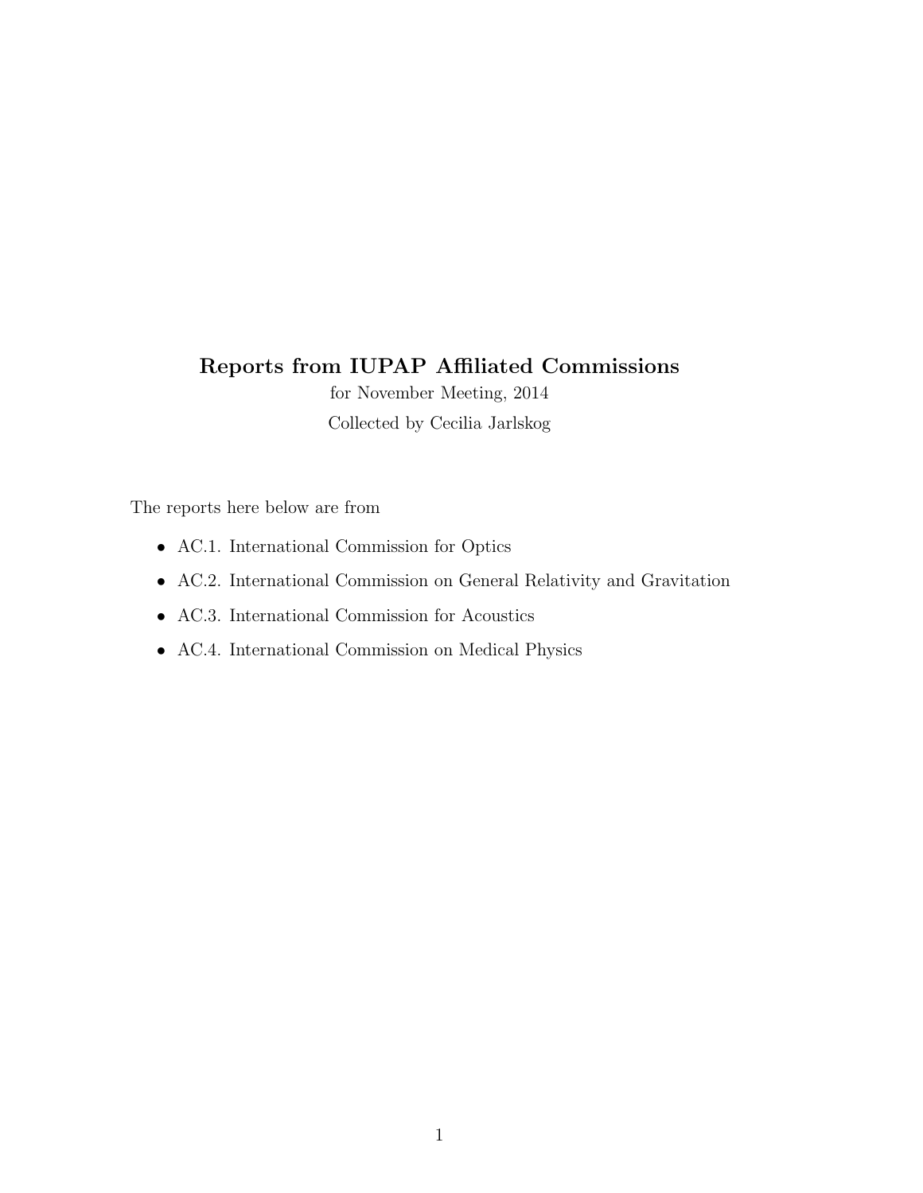# Reports from IUPAP Affiliated Commissions

for November Meeting, 2014

Collected by Cecilia Jarlskog

The reports here below are from

- AC.1. International Commission for Optics
- AC.2. International Commission on General Relativity and Gravitation
- AC.3. International Commission for Acoustics
- AC.4. International Commission on Medical Physics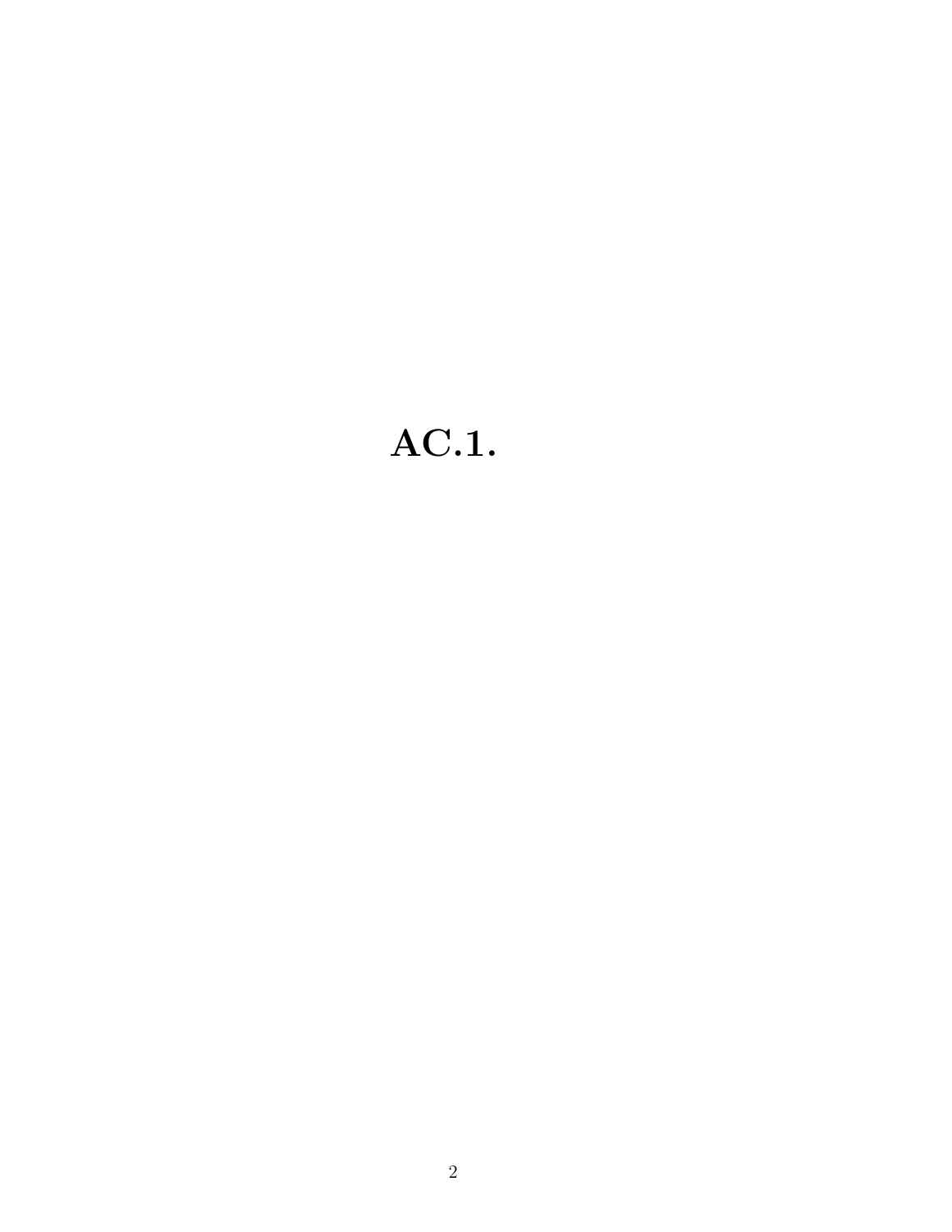# AC.1.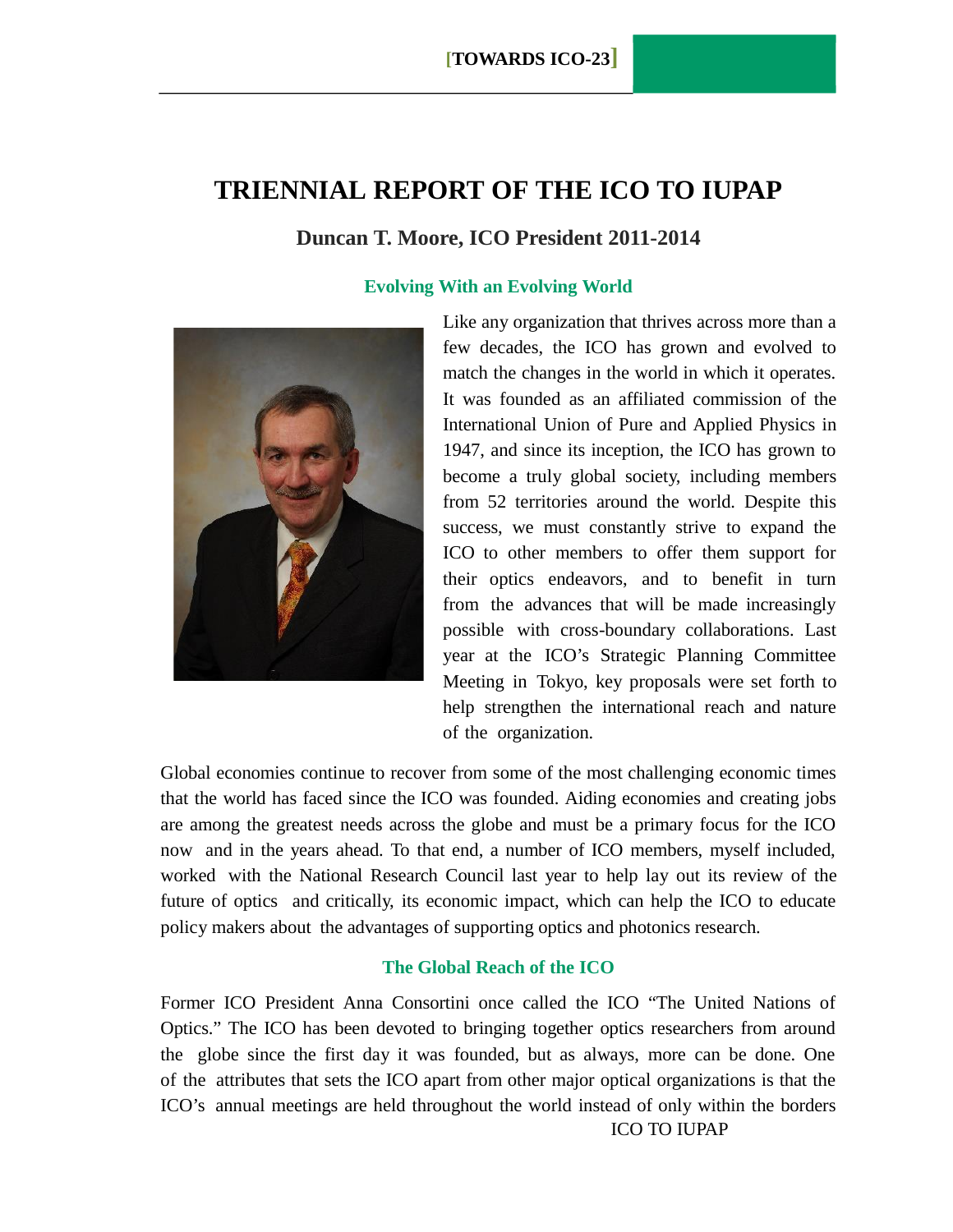# TRIENNIAL REPORT OF THE ICO TO IUPAP

## Duncan T. Moore, ICO President 2011-2014

### Evolving With an Evolving World

Like any organization that thrives across more than a few decades, the ICO has grown and evolved to match the changes in the world in which it operates. It was founded as an affiliated commission of the International Union of Pure and Applied Physics in 1947, and since its inception, the ICO has grown to become a truly global society, including members from 52 territories around the world. Despite this success, we must constantly strive to expand the ICO to other members to offer them support for their optics endeavors, and to benefit in turn from the advances that will be made increasingly possible with cross-boundary collaborations. Last year at the ICO's Strategic Planning Committee Meeting in Tokyo, key proposals were set forth to help strengthen the international reach and nature of the organization.

Global economies continue to recover from some of the most challenging economic times that the world has faced since the ICO was founded. Aiding economies and creating jobs are among the greatest needs across the globe and must be a primary focus for the ICO now and in the years ahead. To that end, a number of ICO members, myself included, worked with the National Research Council last year to help lay out its review of the future of optics and critically, its economic impact, which can help the ICO to educate policy makers about the advantages of supporting optics and photonics research.

### The Global Reach of the ICO

Former ICO President Anna Consortini once called the ICO "The United Nations of Optics." The ICO has been devoted to bringing together optics researchers from around the globe since the first day it was founded, but as always, more can be done. One of the attributes that sets the ICO apart from other major optical organizations is that the ICO's annual meetings are held throughout the world instead of only within the borders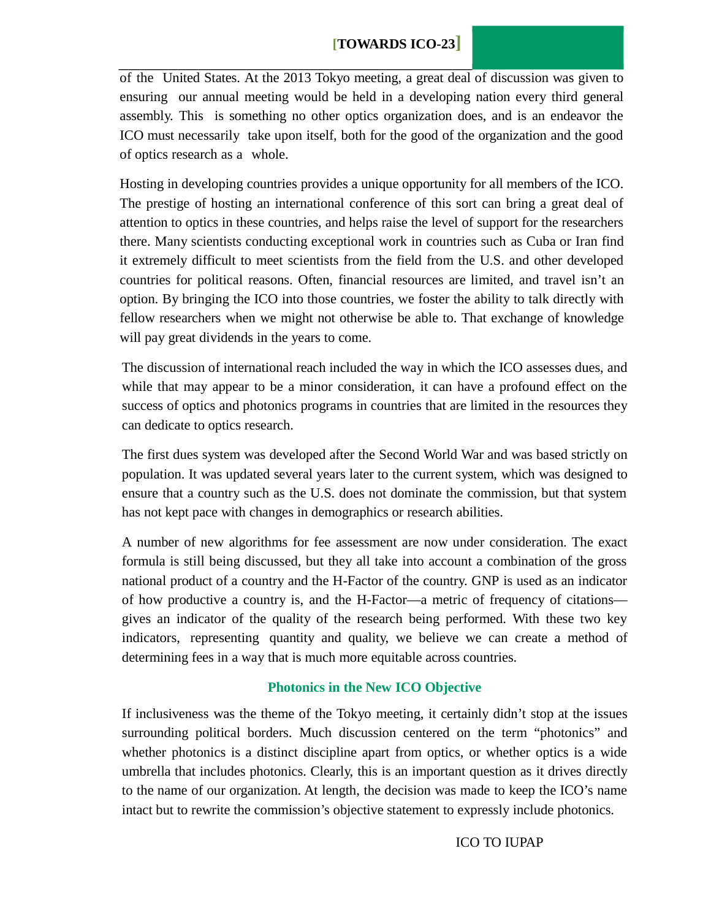of the United States. At the 2013 Tokyo meeting, a great deal of discussion was given to ensuring our annual meeting would be held in a developing nation every third general assembly. This is something no other optics organization does, and is an endeavor the ICO must necessarily take upon itself, both for the good of the organization and the good of optics research as a whole.

Hosting in developing countries provides a unique opportunity for all members of the ICO. The prestige of hosting an international conference of this sort can bring a great deal of attention to optics in these countries, and helps raise the level of support for the researchers there. Many scientists conducting exceptional work in countries such as Cuba or Iran find it extremely difficult to meet scientists from the field from the U.S. and other developed countries for political reasons. Often, financial resources are limited, and travel isn't an option. By bringing the ICO into those countries, we foster the ability to talk directly with fellow researchers when we might not otherwise be able to. That exchange of knowledge will pay great dividends in the years to come.

The discussion of international reach included the way in which the ICO assesses dues, and while that may appear to be a minor consideration, it can have a profound effect on the success of optics and photonics programs in countries that are limited in the resources they can dedicate to optics research.

The first dues system was developed after the Second World War and was based strictly on population. It was updated several years later to the current system, which was designed to ensure that a country such as the U.S. does not dominate the commission, but that system has not kept pace with changes in demographics or research abilities.

A number of new algorithms for fee assessment are now under consideration. The exact formula is still being discussed, but they all take into account a combination of the gross national product of a country and the H-Factor of the country. GNP is used as an indicator of how productive a country is, and the H-Factor—a metric of frequency of citations—gives an indicator of the quality of the research being performed. With these two key indicators, representing quantity and quality, we believe we can create a method of determining fees in a way that is much more equitable across countries.

## Photonics in the New ICO Objective

If inclusiveness was the theme of the Tokyo meeting, it certainly didn't stop at the issues surrounding political borders. Much discussion centered on the term "photonics" and whether photonics is a distinct discipline apart from optics, or whether optics is a wide umbrella that includes photonics. Clearly, this is an important question as it drives directly to the name of our organization. At length, the decision was made to keep the ICO's name intact but to rewrite the commission's objective statement to expressly include photonics.

ICO TO IUPAP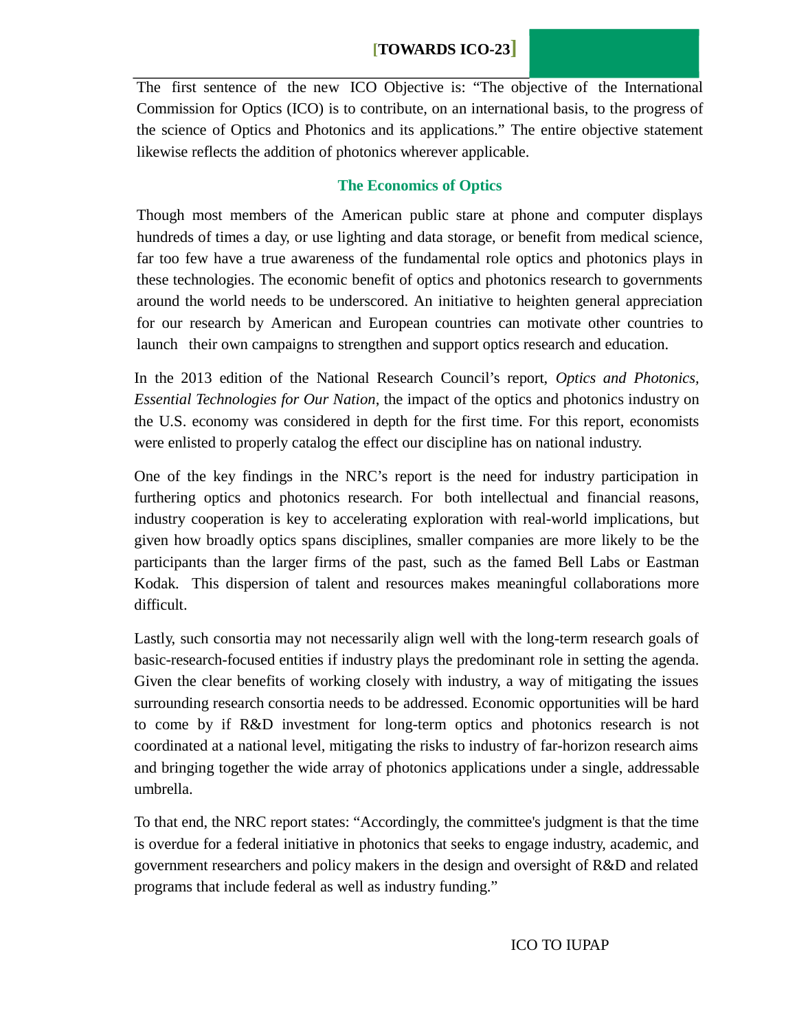The first sentence of the new ICO Objective is: “The objective of the International Commission for Optics (ICO) is to contribute, on an international basis, to the progress of the science of Optics and Photonics and its applications.” The entire objective statement likewise reflects the addition of photonics wherever applicable.

## The Economics of Optics

Though most members of the American public stare at phone and computer displays hundreds of times a day, or use lighting and data storage, or benefit from medical science, far too few have a true awareness of the fundamental role optics and photonics plays in these technologies. The economic benefit of optics and photonics research to governments around the world needs to be underscored. An initiative to heighten general appreciation for our research by American and European countries can motivate other countries to launch their own campaigns to strengthen and support optics research and education.

In the 2013 edition of the National Research Council’s report, *Optics and Photonics, Essential Technologies for Our Nation*, the impact of the optics and photonics industry on the U.S. economy was considered in depth for the first time. For this report, economists were enlisted to properly catalog the effect our discipline has on national industry.

One of the key findings in the NRC’s report is the need for industry participation in furthering optics and photonics research. For both intellectual and financial reasons, industry cooperation is key to accelerating exploration with real-world implications, but given how broadly optics spans disciplines, smaller companies are more likely to be the participants than the larger firms of the past, such as the famed Bell Labs or Eastman Kodak. This dispersion of talent and resources makes meaningful collaborations more difficult.

Lastly, such consortia may not necessarily align well with the long-term research goals of basic-research-focused entities if industry plays the predominant role in setting the agenda. Given the clear benefits of working closely with industry, a way of mitigating the issues surrounding research consortia needs to be addressed. Economic opportunities will be hard to come by if R&D investment for long-term optics and photonics research is not coordinated at a national level, mitigating the risks to industry of far-horizon research aims and bringing together the wide array of photonics applications under a single, addressable umbrella.

To that end, the NRC report states: “Accordingly, the committee's judgment is that the time is overdue for a federal initiative in photonics that seeks to engage industry, academic, and government researchers and policy makers in the design and oversight of R&D and related programs that include federal as well as industry funding.”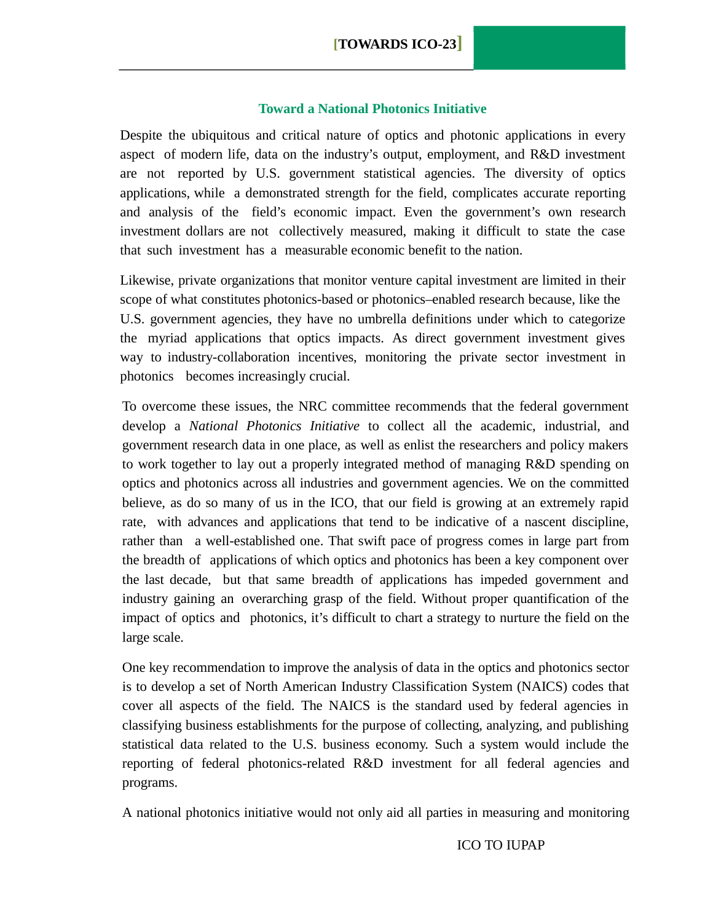## Toward a National Photonics Initiative

Despite the ubiquitous and critical nature of optics and photonic applications in every aspect of modern life, data on the industry's output, employment, and R&D investment are not reported by U.S. government statistical agencies. The diversity of optics applications, while a demonstrated strength for the field, complicates accurate reporting and analysis of the field's economic impact. Even the government's own research investment dollars are not collectively measured, making it difficult to state the case that such investment has a measurable economic benefit to the nation.

Likewise, private organizations that monitor venture capital investment are limited in their scope of what constitutes photonics-based or photonics–enabled research because, like the U.S. government agencies, they have no umbrella definitions under which to categorize the myriad applications that optics impacts. As direct government investment gives way to industry-collaboration incentives, monitoring the private sector investment in photonics becomes increasingly crucial.

To overcome these issues, the NRC committee recommends that the federal government develop a *National Photonics Initiative* to collect all the academic, industrial, and government research data in one place, as well as enlist the researchers and policy makers to work together to lay out a properly integrated method of managing R&D spending on optics and photonics across all industries and government agencies. We on the committed believe, as do so many of us in the ICO, that our field is growing at an extremely rapid rate, with advances and applications that tend to be indicative of a nascent discipline, rather than a well-established one. That swift pace of progress comes in large part from the breadth of applications of which optics and photonics has been a key component over the last decade, but that same breadth of applications has impeded government and industry gaining an overarching grasp of the field. Without proper quantification of the impact of optics and photonics, it's difficult to chart a strategy to nurture the field on the large scale.

One key recommendation to improve the analysis of data in the optics and photonics sector is to develop a set of North American Industry Classification System (NAICS) codes that cover all aspects of the field. The NAICS is the standard used by federal agencies in classifying business establishments for the purpose of collecting, analyzing, and publishing statistical data related to the U.S. business economy. Such a system would include the reporting of federal photonics-related R&D investment for all federal agencies and programs.

A national photonics initiative would not only aid all parties in measuring and monitoring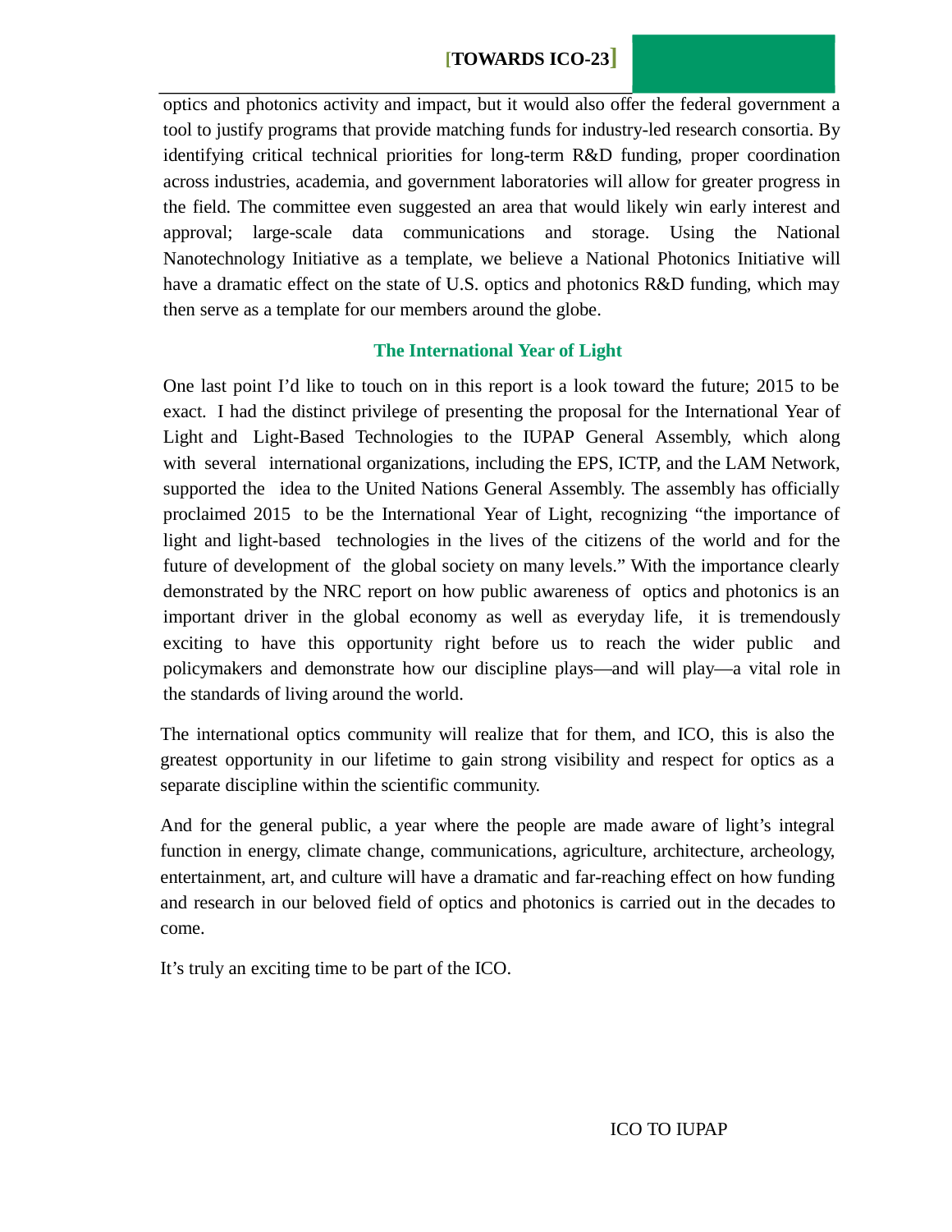optics and photonics activity and impact, but it would also offer the federal government a tool to justify programs that provide matching funds for industry-led research consortia. By identifying critical technical priorities for long-term R&D funding, proper coordination across industries, academia, and government laboratories will allow for greater progress in the field. The committee even suggested an area that would likely win early interest and approval; large-scale data communications and storage. Using the National Nanotechnology Initiative as a template, we believe a National Photonics Initiative will have a dramatic effect on the state of U.S. optics and photonics R&D funding, which may then serve as a template for our members around the globe.

## The International Year of Light

One last point I'd like to touch on in this report is a look toward the future; 2015 to be exact. I had the distinct privilege of presenting the proposal for the International Year of Light and Light-Based Technologies to the IUPAP General Assembly, which along with several international organizations, including the EPS, ICTP, and the LAM Network, supported the idea to the United Nations General Assembly. The assembly has officially proclaimed 2015 to be the International Year of Light, recognizing "the importance of light and light-based technologies in the lives of the citizens of the world and for the future of development of the global society on many levels." With the importance clearly demonstrated by the NRC report on how public awareness of optics and photonics is an important driver in the global economy as well as everyday life, it is tremendously exciting to have this opportunity right before us to reach the wider public and policymakers and demonstrate how our discipline plays—and will play—a vital role in the standards of living around the world.

The international optics community will realize that for them, and ICO, this is also the greatest opportunity in our lifetime to gain strong visibility and respect for optics as a separate discipline within the scientific community.

And for the general public, a year where the people are made aware of light's integral function in energy, climate change, communications, agriculture, architecture, archeology, entertainment, art, and culture will have a dramatic and far-reaching effect on how funding and research in our beloved field of optics and photonics is carried out in the decades to come.

It's truly an exciting time to be part of the ICO.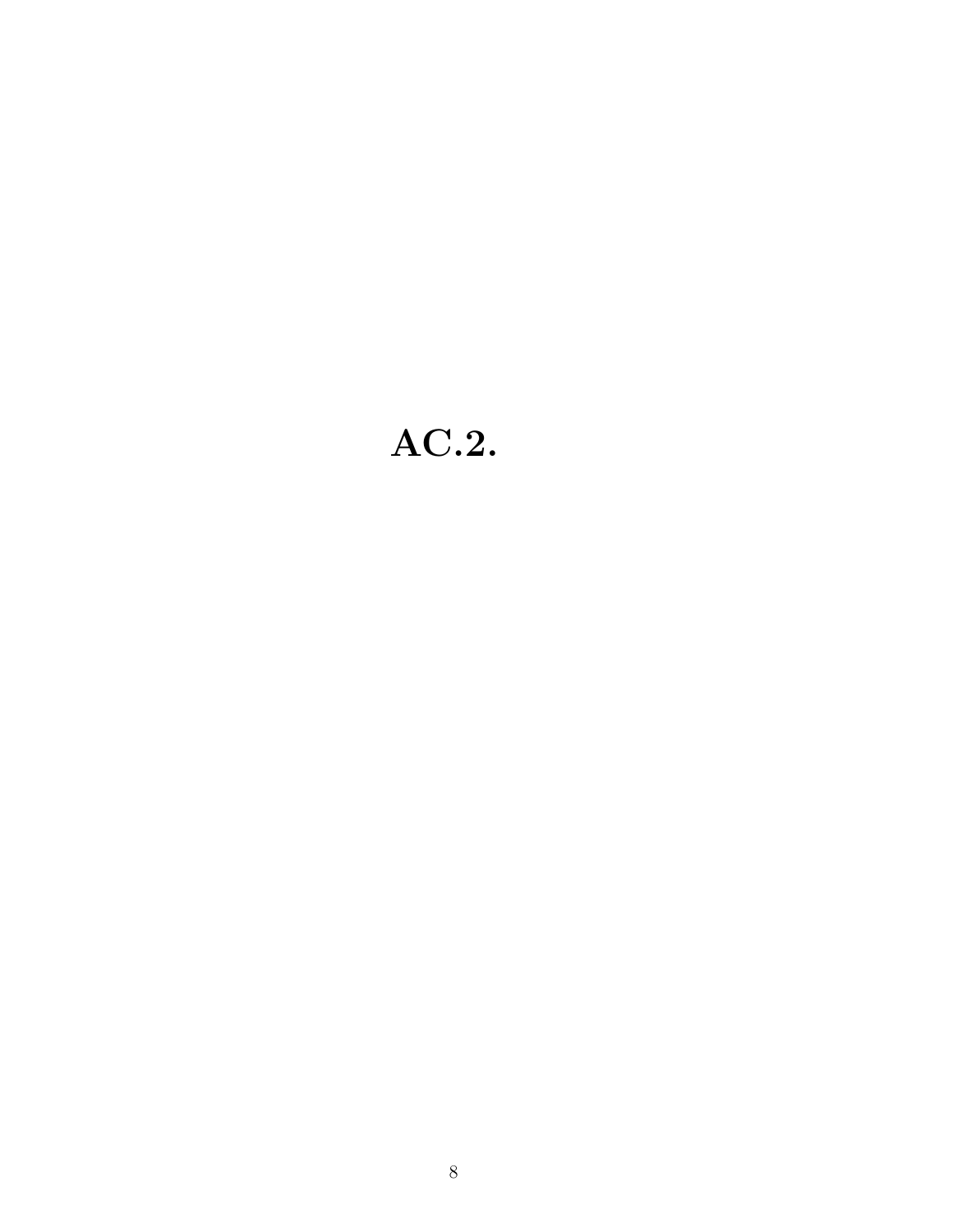# AC.2.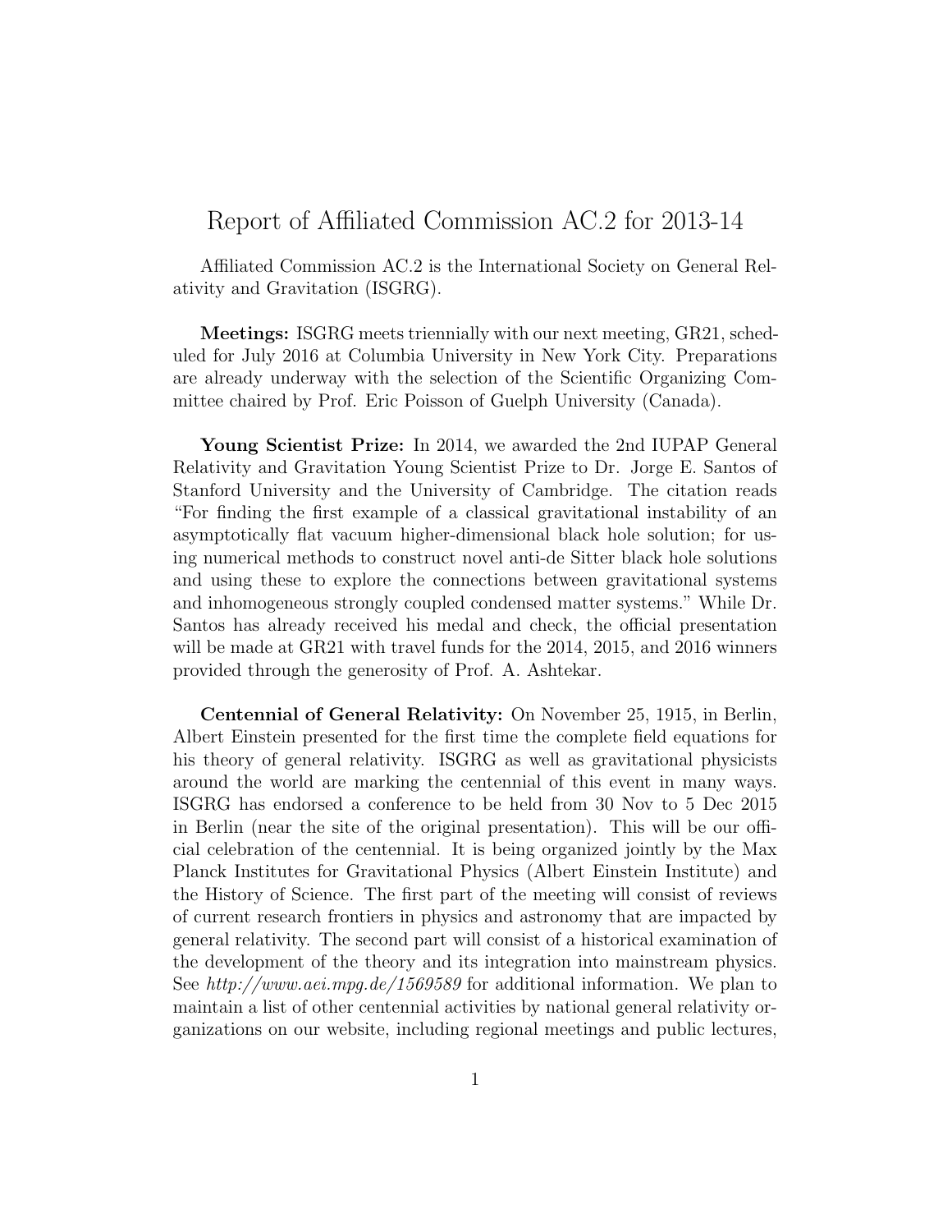# Report of Affiliated Commission AC.2 for 2013-14

Affiliated Commission AC.2 is the International Society on General Relativity and Gravitation (ISGRG).

**Meetings:** ISGRG meets triennially with our next meeting, GR21, scheduled for July 2016 at Columbia University in New York City. Preparations are already underway with the selection of the Scientific Organizing Committee chaired by Prof. Eric Poisson of Guelph University (Canada).

**Young Scientist Prize:** In 2014, we awarded the 2nd IUPAP General Relativity and Gravitation Young Scientist Prize to Dr. Jorge E. Santos of Stanford University and the University of Cambridge. The citation reads "For finding the first example of a classical gravitational instability of an asymptotically flat vacuum higher-dimensional black hole solution; for using numerical methods to construct novel anti-de Sitter black hole solutions and using these to explore the connections between gravitational systems and inhomogeneous strongly coupled condensed matter systems." While Dr. Santos has already received his medal and check, the official presentation will be made at GR21 with travel funds for the 2014, 2015, and 2016 winners provided through the generosity of Prof. A. Ashtekar.

**Centennial of General Relativity:** On November 25, 1915, in Berlin, Albert Einstein presented for the first time the complete field equations for his theory of general relativity. ISGRG as well as gravitational physicists around the world are marking the centennial of this event in many ways. ISGRG has endorsed a conference to be held from 30 Nov to 5 Dec 2015 in Berlin (near the site of the original presentation). This will be our official celebration of the centennial. It is being organized jointly by the Max Planck Institutes for Gravitational Physics (Albert Einstein Institute) and the History of Science. The first part of the meeting will consist of reviews of current research frontiers in physics and astronomy that are impacted by general relativity. The second part will consist of a historical examination of the development of the theory and its integration into mainstream physics. See *http://www.aei.mpg.de/1569589* for additional information. We plan to maintain a list of other centennial activities by national general relativity organizations on our website, including regional meetings and public lectures,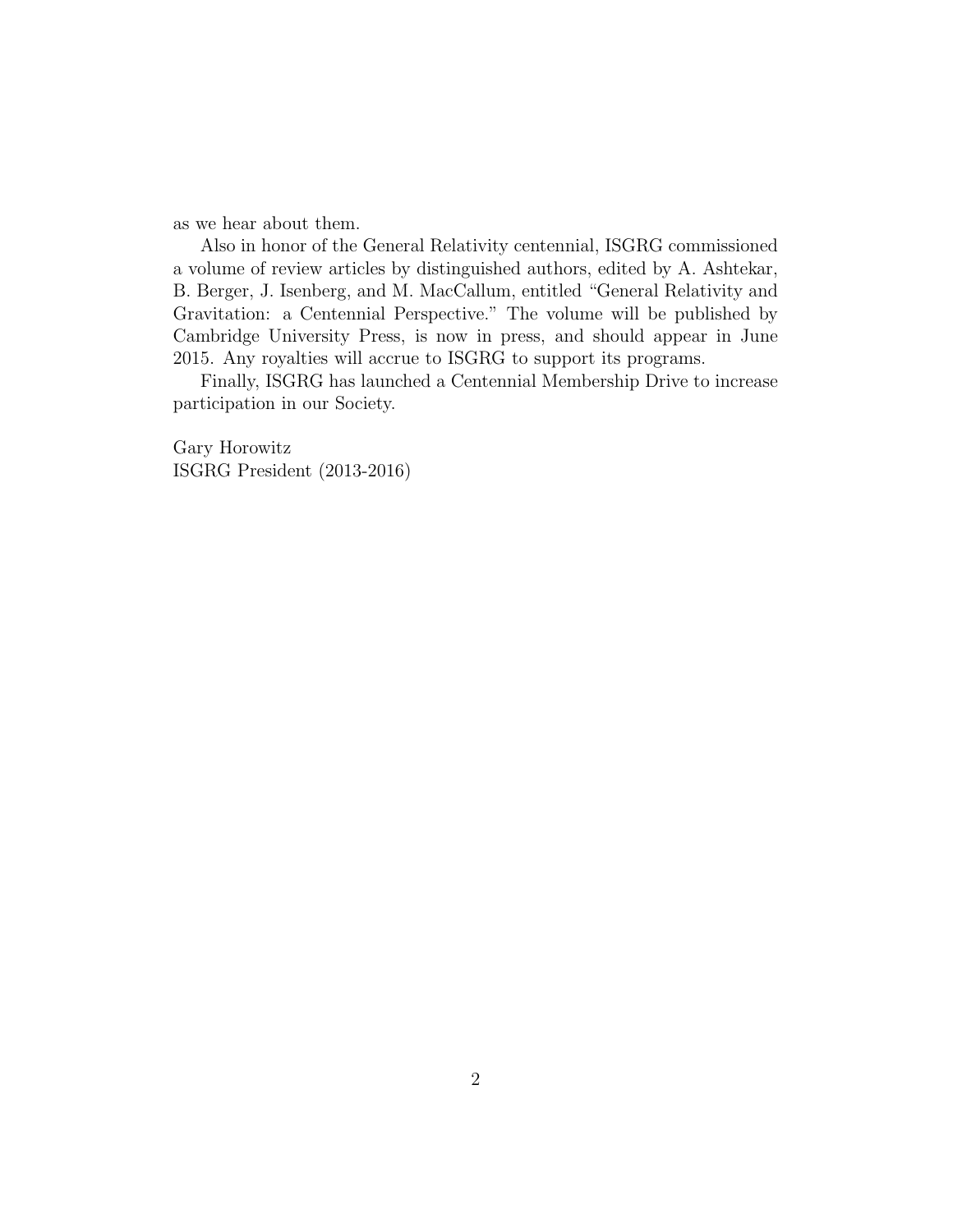as we hear about them.

Also in honor of the General Relativity centennial, ISGRG commissioned a volume of review articles by distinguished authors, edited by A. Ashtekar, B. Berger, J. Isenberg, and M. MacCallum, entitled "General Relativity and Gravitation: a Centennial Perspective." The volume will be published by Cambridge University Press, is now in press, and should appear in June 2015. Any royalties will accrue to ISGRG to support its programs.

Finally, ISGRG has launched a Centennial Membership Drive to increase participation in our Society.

Gary Horowitz
ISGRG President (2013-2016)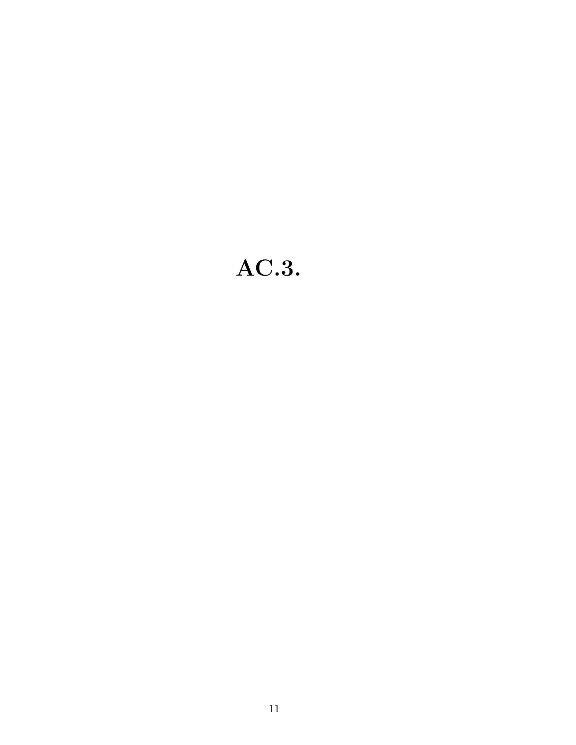# AC.3.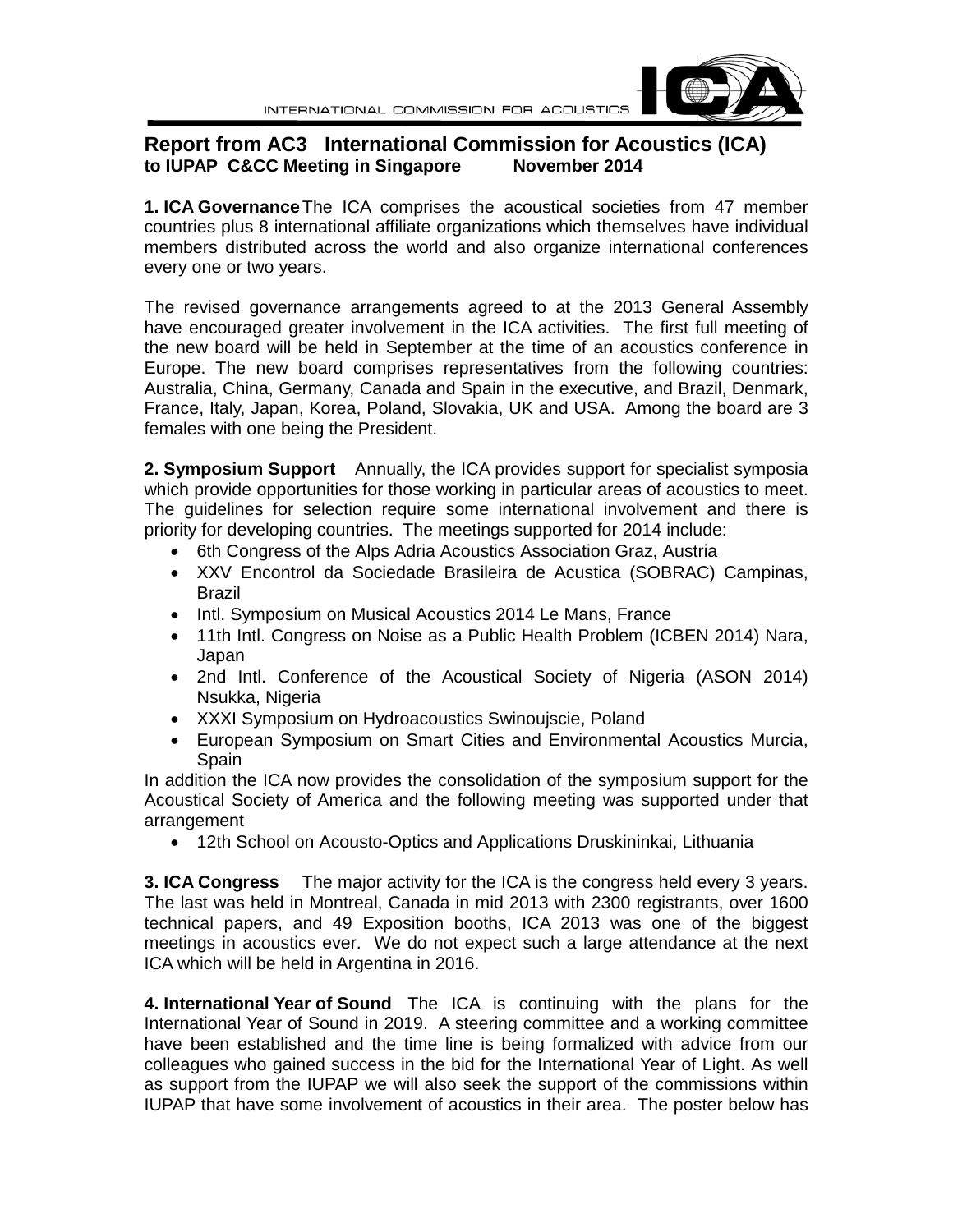INTERNATIONAL COMMISSION FOR ACOUSTICS

## Report from AC3 International Commission for Acoustics (ICA)

**to IUPAP C&CC Meeting in Singapore November 2014**

**1. ICA Governance** The ICA comprises the acoustical societies from 47 member countries plus 8 international affiliate organizations which themselves have individual members distributed across the world and also organize international conferences every one or two years.

The revised governance arrangements agreed to at the 2013 General Assembly have encouraged greater involvement in the ICA activities. The first full meeting of the new board will be held in September at the time of an acoustics conference in Europe. The new board comprises representatives from the following countries: Australia, China, Germany, Canada and Spain in the executive, and Brazil, Denmark, France, Italy, Japan, Korea, Poland, Slovakia, UK and USA. Among the board are 3 females with one being the President.

**2. Symposium Support** Annually, the ICA provides support for specialist symposia which provide opportunities for those working in particular areas of acoustics to meet. The guidelines for selection require some international involvement and there is priority for developing countries. The meetings supported for 2014 include:

- 6th Congress of the Alps Adria Acoustics Association Graz, Austria
- XXV Encontrol da Sociedade Brasileira de Acustica (SOBRAC) Campinas, Brazil
- Intl. Symposium on Musical Acoustics 2014 Le Mans, France
- 11th Intl. Congress on Noise as a Public Health Problem (ICBEN 2014) Nara, Japan
- 2nd Intl. Conference of the Acoustical Society of Nigeria (ASON 2014) Nsukka, Nigeria
- XXXI Symposium on Hydroacoustics Swinoujscie, Poland
- European Symposium on Smart Cities and Environmental Acoustics Murcia, Spain

In addition the ICA now provides the consolidation of the symposium support for the Acoustical Society of America and the following meeting was supported under that arrangement

- 12th School on Acousto-Optics and Applications Druskininkai, Lithuania

**3. ICA Congress** The major activity for the ICA is the congress held every 3 years. The last was held in Montreal, Canada in mid 2013 with 2300 registrants, over 1600 technical papers, and 49 Exposition booths, ICA 2013 was one of the biggest meetings in acoustics ever. We do not expect such a large attendance at the next ICA which will be held in Argentina in 2016.

**4. International Year of Sound** The ICA is continuing with the plans for the International Year of Sound in 2019. A steering committee and a working committee have been established and the time line is being formalized with advice from our colleagues who gained success in the bid for the International Year of Light. As well as support from the IUPAP we will also seek the support of the commissions within IUPAP that have some involvement of acoustics in their area. The poster below has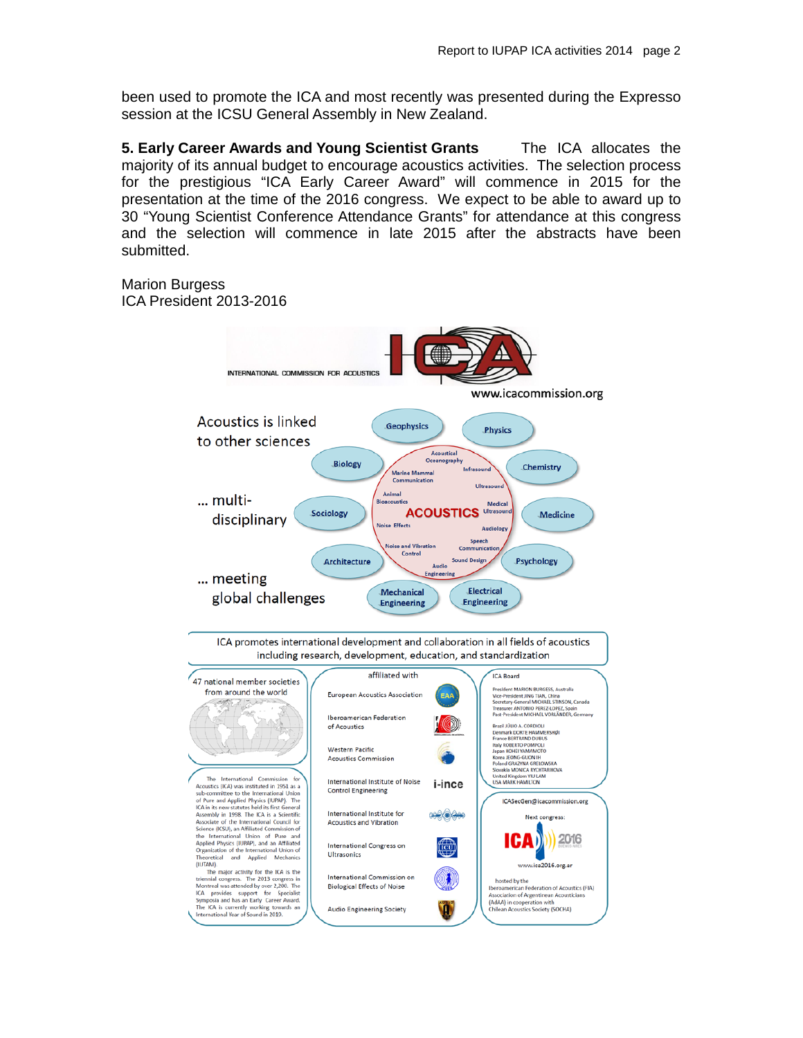been used to promote the ICA and most recently was presented during the Expresso session at the ICSU General Assembly in New Zealand.

**5. Early Career Awards and Young Scientist Grants** The ICA allocates the majority of its annual budget to encourage acoustics activities. The selection process for the prestigious “ICA Early Career Award” will commence in 2015 for the presentation at the time of the 2016 congress. We expect to be able to award up to 30 “Young Scientist Conference Attendance Grants” for attendance at this congress and the selection will commence in late 2015 after the abstracts have been submitted.

Marion Burgess
ICA President 2013-2016

INTERNATIONAL COMMISSION FOR ACOUSTICS

ICA

www.icacommission.org

Acoustics is linked to other sciences

... multi-disciplinary

... meeting global challenges

Geophysics, Physics, Biology, Chemistry, Sociology, Medicine, Architecture, Psychology, Mechanical Engineering, Electrical Engineering

ACOUSTICS: Acoustical Oceanography, Infrasound, Marine Mammal Communication, Ultrasound, Animal Bioacoustics, Medical Ultrasound, Noise Effects, Audiology, Noise and Vibration Control, Speech Communication, Sound Design, Audio Engineering

ICA promotes international development and collaboration in all fields of acoustics including research, development, education, and standardization

47 national member societies from around the world

The International Commission for Acoustics (ICA) was instituted in 1951 as a sub-committee to the International Union of Pure and Applied Physics (IUPAP). The ICA in its new statutes held its first General Assembly in 1998. The ICA is a Scientific Associate of the International Council for Science (ICSU), an Affiliated Commission of the International Union of Pure and Applied Physics (IUPAP), and an Affiliated Organization of the International Union of Theoretical and Applied Mechanics (IUTAM).

The major activity for the ICA is the triennial congress. The 2013 congress in Montreal was attended by over 2,200. The ICA provides support for Specialist Symposia and has an Early Career Award. The ICA is currently working towards an International Year of Sound in 2019.

affiliated with

- European Acoustics Association
- Iberoamerican Federation of Acoustics
- Western Pacific Acoustics Commission
- International Institute of Noise Control Engineering
- International Institute for Acoustics and Vibration
- International Congress on Ultrasonics
- International Commission on Biological Effects of Noise
- Audio Engineering Society

ICA Board

President MARION BURGESS, Australia
Vice-President JING TIAN, China
Secretary-General MICHAEL STINSON, Canada
Treasurer ANTONIO PEREZ-LOPEZ, Spain
Past-President MICHAEL VORLÄNDER, Germany

Brazil JÚLIO A. CORDIOLI
Denmark DORTE HAMMERSHØI
France BERTRAND DUBUS
Italy ROBERTO POMPOLI
Japan KOHEI YAMAMOTO
Korea JEONG-GUON IH
Poland GRAZYNA GRELOWSKA
Slovakia MONICA RYCHTARIKOVA
United Kingdom YIU LAM
USA MARK HAMILTON

ICASecGen@icacommission.org

Next congress:

ICA 2016

www.ica2016.org.ar

hosted by the
Iberoamerican Federation of Acoustics (FIA)
Association of Argentinean Acousticians (AdAA) in cooperation with
Chilean Acoustics Society (SOCHA)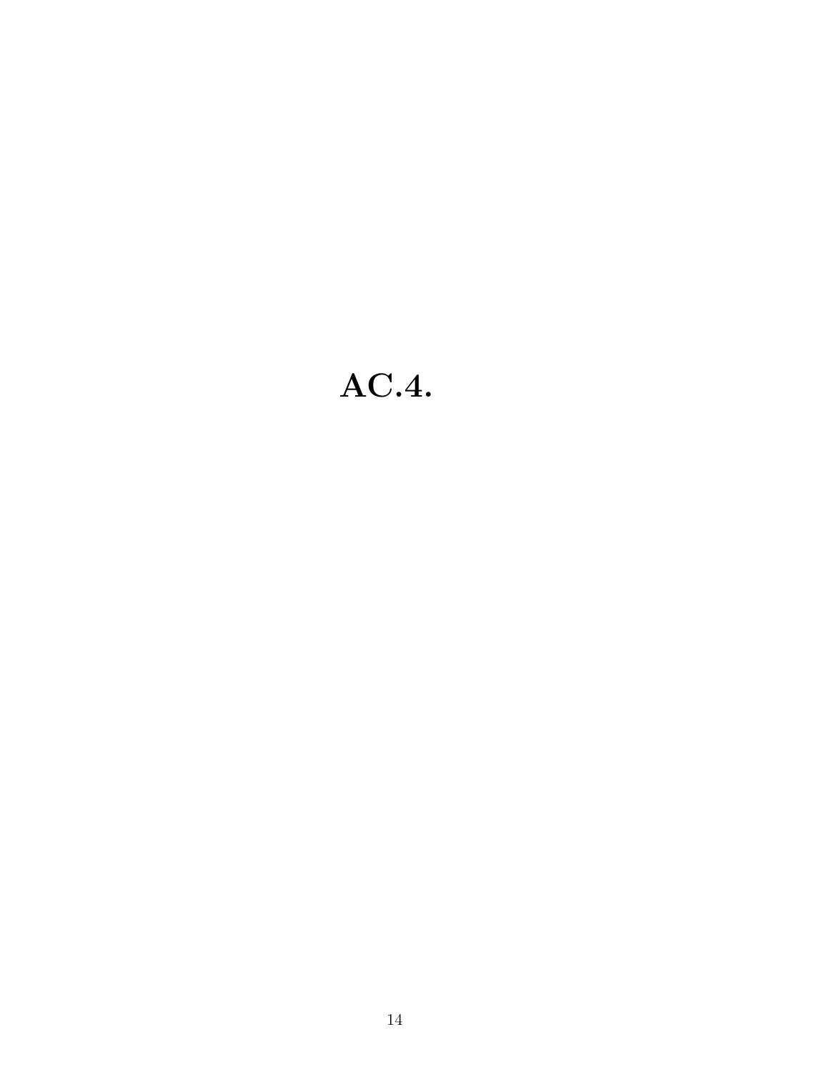# AC.4.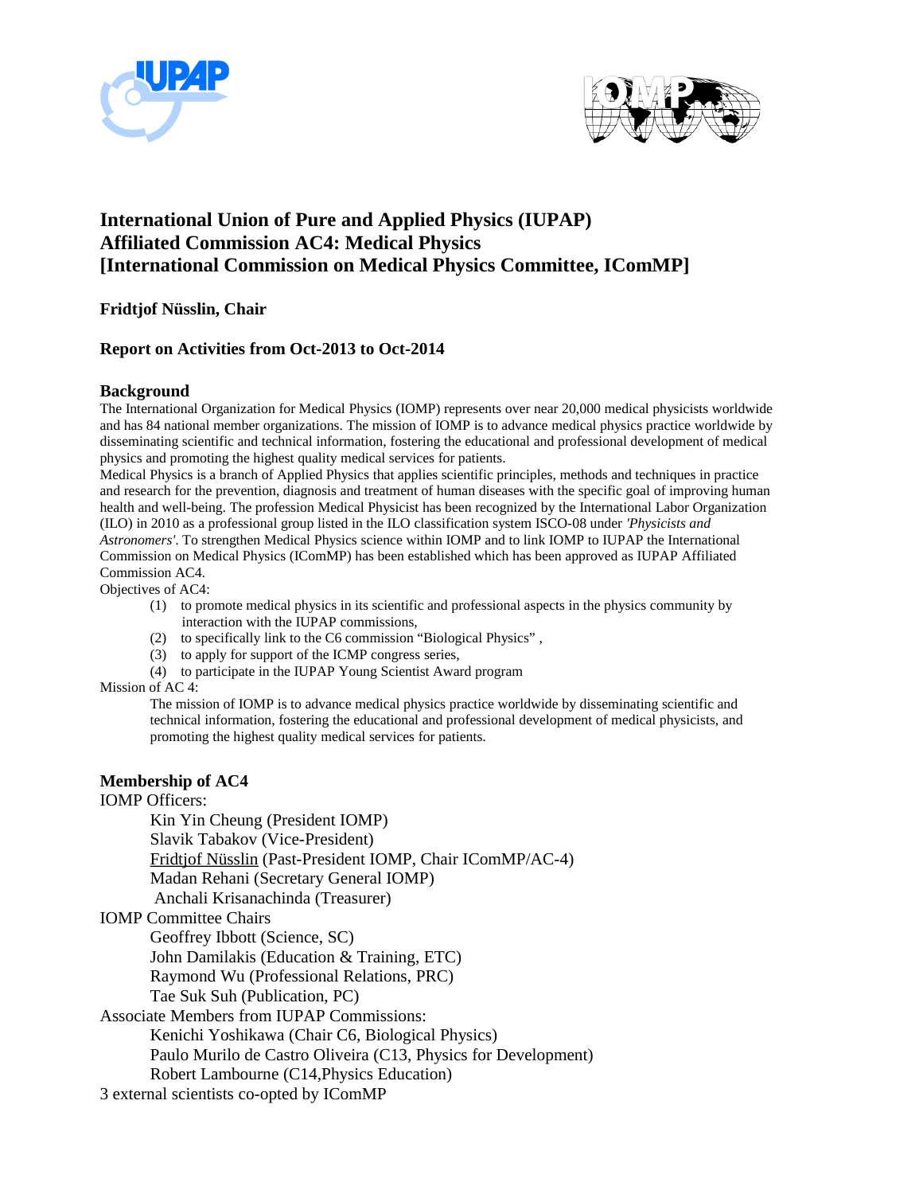# International Union of Pure and Applied Physics (IUPAP) Affiliated Commission AC4: Medical Physics [International Commission on Medical Physics Committee, IComMP]

**Fridtjof Nüsslin, Chair**

**Report on Activities from Oct-2013 to Oct-2014**

## Background

The International Organization for Medical Physics (IOMP) represents over near 20,000 medical physicists worldwide and has 84 national member organizations. The mission of IOMP is to advance medical physics practice worldwide by disseminating scientific and technical information, fostering the educational and professional development of medical physics and promoting the highest quality medical services for patients.

Medical Physics is a branch of Applied Physics that applies scientific principles, methods and techniques in practice and research for the prevention, diagnosis and treatment of human diseases with the specific goal of improving human health and well-being. The profession Medical Physicist has been recognized by the International Labor Organization (ILO) in 2010 as a professional group listed in the ILO classification system ISCO-08 under *'Physicists and Astronomers'*. To strengthen Medical Physics science within IOMP and to link IOMP to IUPAP the International Commission on Medical Physics (IComMP) has been established which has been approved as IUPAP Affiliated Commission AC4.

Objectives of AC4:

(1) to promote medical physics in its scientific and professional aspects in the physics community by interaction with the IUPAP commissions,
(2) to specifically link to the C6 commission "Biological Physics" ,
(3) to apply for support of the ICMP congress series,
(4) to participate in the IUPAP Young Scientist Award program

Mission of AC 4:

The mission of IOMP is to advance medical physics practice worldwide by disseminating scientific and technical information, fostering the educational and professional development of medical physicists, and promoting the highest quality medical services for patients.

## Membership of AC4

IOMP Officers:

- Kin Yin Cheung (President IOMP)
- Slavik Tabakov (Vice-President)
- Fridtjof Nüsslin (Past-President IOMP, Chair IComMP/AC-4)
- Madan Rehani (Secretary General IOMP)
- Anchali Krisanachinda (Treasurer)

IOMP Committee Chairs

- Geoffrey Ibbott (Science, SC)
- John Damilakis (Education & Training, ETC)
- Raymond Wu (Professional Relations, PRC)
- Tae Suk Suh (Publication, PC)

Associate Members from IUPAP Commissions:

- Kenichi Yoshikawa (Chair C6, Biological Physics)
- Paulo Murilo de Castro Oliveira (C13, Physics for Development)
- Robert Lambourne (C14,Physics Education)

3 external scientists co-opted by IComMP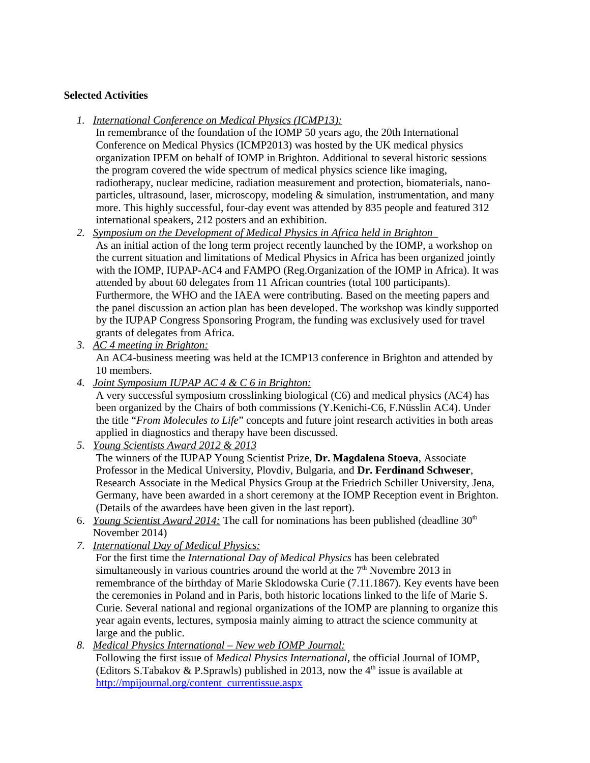**Selected Activities**

1. *International Conference on Medical Physics (ICMP13):*
   In remembrance of the foundation of the IOMP 50 years ago, the 20th International Conference on Medical Physics (ICMP2013) was hosted by the UK medical physics organization IPEM on behalf of IOMP in Brighton. Additional to several historic sessions the program covered the wide spectrum of medical physics science like imaging, radiotherapy, nuclear medicine, radiation measurement and protection, biomaterials, nano-particles, ultrasound, laser, microscopy, modeling & simulation, instrumentation, and many more. This highly successful, four-day event was attended by 835 people and featured 312 international speakers, 212 posters and an exhibition.
2. *Symposium on the Development of Medical Physics in Africa held in Brighton*
   As an initial action of the long term project recently launched by the IOMP, a workshop on the current situation and limitations of Medical Physics in Africa has been organized jointly with the IOMP, IUPAP-AC4 and FAMPO (Reg.Organization of the IOMP in Africa). It was attended by about 60 delegates from 11 African countries (total 100 participants). Furthermore, the WHO and the IAEA were contributing. Based on the meeting papers and the panel discussion an action plan has been developed. The workshop was kindly supported by the IUPAP Congress Sponsoring Program, the funding was exclusively used for travel grants of delegates from Africa.
3. *AC 4 meeting in Brighton:*
   An AC4-business meeting was held at the ICMP13 conference in Brighton and attended by 10 members.
4. *Joint Symposium IUPAP AC 4 & C 6 in Brighton:*
   A very successful symposium crosslinking biological (C6) and medical physics (AC4) has been organized by the Chairs of both commissions (Y.Kenichi-C6, F.Nüsslin AC4). Under the title "*From Molecules to Life*" concepts and future joint research activities in both areas applied in diagnostics and therapy have been discussed.
5. *Young Scientists Award 2012 & 2013*
   The winners of the IUPAP Young Scientist Prize, **Dr. Magdalena Stoeva**, Associate Professor in the Medical University, Plovdiv, Bulgaria, and **Dr. Ferdinand Schweser**, Research Associate in the Medical Physics Group at the Friedrich Schiller University, Jena, Germany, have been awarded in a short ceremony at the IOMP Reception event in Brighton. (Details of the awardees have been given in the last report).
6. *Young Scientist Award 2014:* The call for nominations has been published (deadline 30th November 2014)
7. *International Day of Medical Physics:*
   For the first time the *International Day of Medical Physics* has been celebrated simultaneously in various countries around the world at the 7th Novembre 2013 in remembrance of the birthday of Marie Sklodowska Curie (7.11.1867). Key events have been the ceremonies in Poland and in Paris, both historic locations linked to the life of Marie S. Curie. Several national and regional organizations of the IOMP are planning to organize this year again events, lectures, symposia mainly aiming to attract the science community at large and the public.
8. *Medical Physics International – New web IOMP Journal:*
   Following the first issue of *Medical Physics International*, the official Journal of IOMP, (Editors S.Tabakov & P.Sprawls) published in 2013, now the 4th issue is available at http://mpijournal.org/content_currentissue.aspx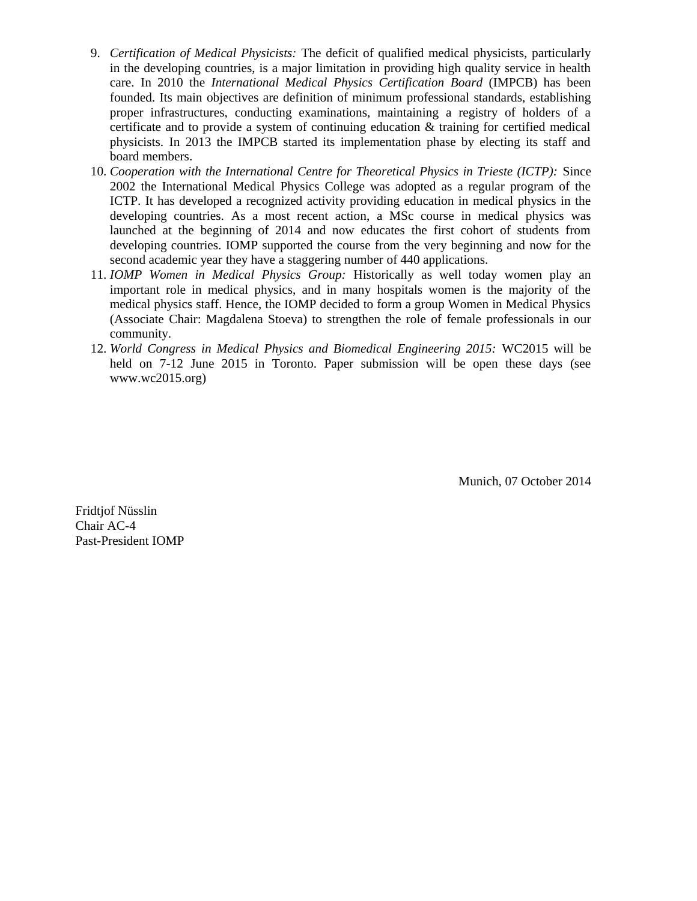9. *Certification of Medical Physicists:* The deficit of qualified medical physicists, particularly in the developing countries, is a major limitation in providing high quality service in health care. In 2010 the *International Medical Physics Certification Board* (IMPCB) has been founded. Its main objectives are definition of minimum professional standards, establishing proper infrastructures, conducting examinations, maintaining a registry of holders of a certificate and to provide a system of continuing education & training for certified medical physicists. In 2013 the IMPCB started its implementation phase by electing its staff and board members.
10. *Cooperation with the International Centre for Theoretical Physics in Trieste (ICTP):* Since 2002 the International Medical Physics College was adopted as a regular program of the ICTP. It has developed a recognized activity providing education in medical physics in the developing countries. As a most recent action, a MSc course in medical physics was launched at the beginning of 2014 and now educates the first cohort of students from developing countries. IOMP supported the course from the very beginning and now for the second academic year they have a staggering number of 440 applications.
11. *IOMP Women in Medical Physics Group:* Historically as well today women play an important role in medical physics, and in many hospitals women is the majority of the medical physics staff. Hence, the IOMP decided to form a group Women in Medical Physics (Associate Chair: Magdalena Stoeva) to strengthen the role of female professionals in our community.
12. *World Congress in Medical Physics and Biomedical Engineering 2015:* WC2015 will be held on 7-12 June 2015 in Toronto. Paper submission will be open these days (see www.wc2015.org)

Munich, 07 October 2014

Fridtjof Nüsslin
Chair AC-4
Past-President IOMP